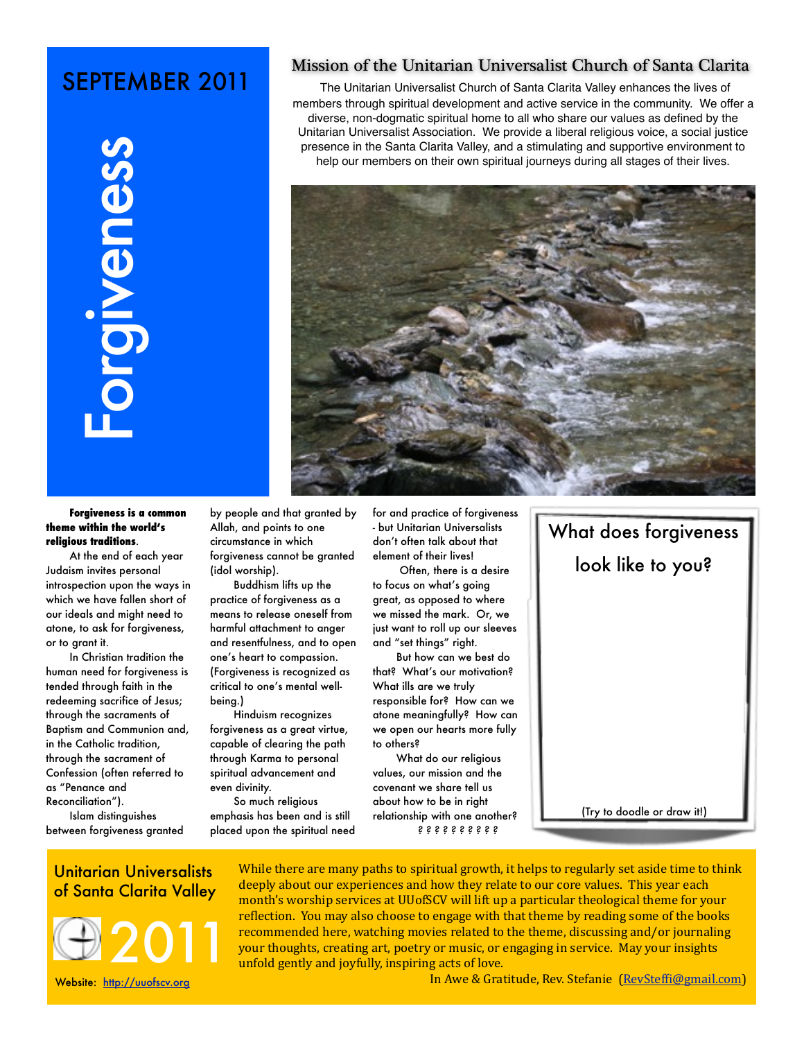# SEPTEMBER 2011

# Forgiveness

## Mission of the Unitarian Universalist Church of Santa Clarita

The Unitarian Universalist Church of Santa Clarita Valley enhances the lives of members through spiritual development and active service in the community. We offer a diverse, non-dogmatic spiritual home to all who share our values as defined by the Unitarian Universalist Association. We provide a liberal religious voice, a social justice presence in the Santa Clarita Valley, and a stimulating and supportive environment to help our members on their own spiritual journeys during all stages of their lives.

**Forgiveness is a common theme within the world's religious traditions**.

At the end of each year Judaism invites personal introspection upon the ways in which we have fallen short of our ideals and might need to atone, to ask for forgiveness, or to grant it.

In Christian tradition the human need for forgiveness is tended through faith in the redeeming sacrifice of Jesus; through the sacraments of Baptism and Communion and, in the Catholic tradition, through the sacrament of Confession (often referred to as "Penance and Reconciliation").

Islam distinguishes between forgiveness granted by people and that granted by Allah, and points to one circumstance in which forgiveness cannot be granted (idol worship).

Buddhism lifts up the practice of forgiveness as a means to release oneself from harmful attachment to anger and resentfulness, and to open one's heart to compassion. (Forgiveness is recognized as critical to one's mental well-being.)

Hinduism recognizes forgiveness as a great virtue, capable of clearing the path through Karma to personal spiritual advancement and even divinity.

So much religious emphasis has been and is still placed upon the spiritual need for and practice of forgiveness - but Unitarian Universalists don't often talk about that element of their lives!

Often, there is a desire to focus on what's going great, as opposed to where we missed the mark. Or, we just want to roll up our sleeves and "set things" right.

But how can we best do that? What's our motivation? What ills are we truly responsible for? How can we atone meaningfully? How can we open our hearts more fully to others?

What do our religious values, our mission and the covenant we share tell us about how to be in right relationship with one another?

? ? ? ? ? ? ? ? ? ?

**What does forgiveness look like to you?**

(Try to doodle or draw it!)

## Unitarian Universalists of Santa Clarita Valley

2011

Website: http://uuofscv.org

While there are many paths to spiritual growth, it helps to regularly set aside time to think deeply about our experiences and how they relate to our core values. This year each month's worship services at UUofSCV will lift up a particular theological theme for your reflection. You may also choose to engage with that theme by reading some of the books recommended here, watching movies related to the theme, discussing and/or journaling your thoughts, creating art, poetry or music, or engaging in service. May your insights unfold gently and joyfully, inspiring acts of love.

In Awe & Gratitude, Rev. Stefanie (RevSteffi@gmail.com)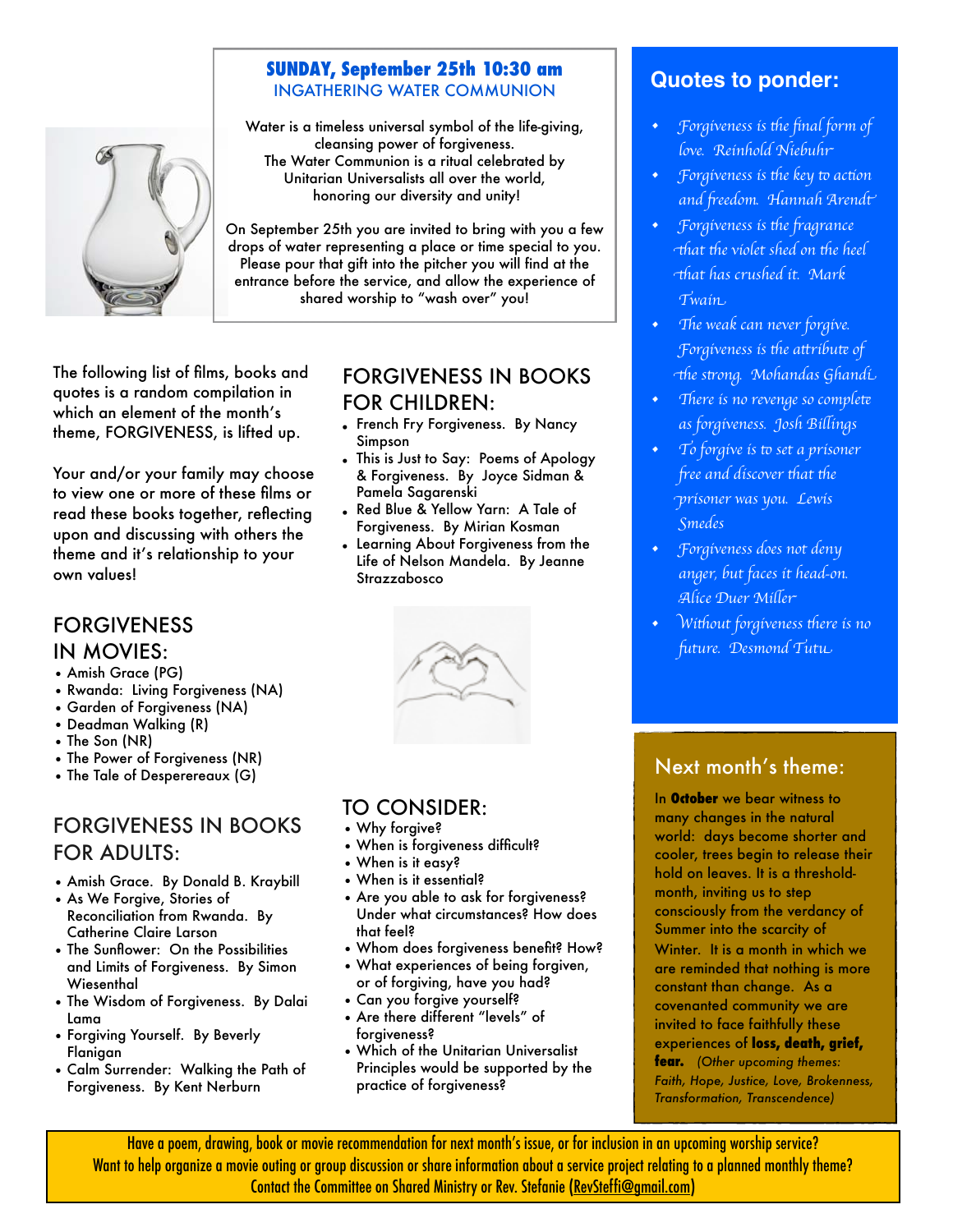**SUNDAY, September 25th 10:30 am**
INGATHERING WATER COMMUNION

Water is a timeless universal symbol of the life-giving, cleansing power of forgiveness.
The Water Communion is a ritual celebrated by Unitarian Universalists all over the world, honoring our diversity and unity!

On September 25th you are invited to bring with you a few drops of water representing a place or time special to you. Please pour that gift into the pitcher you will find at the entrance before the service, and allow the experience of shared worship to "wash over" you!

The following list of films, books and quotes is a random compilation in which an element of the month's theme, FORGIVENESS, is lifted up.

Your and/or your family may choose to view one or more of these films or read these books together, reflecting upon and discussing with others the theme and it's relationship to your own values!

## FORGIVENESS IN MOVIES:

- Amish Grace (PG)
- Rwanda: Living Forgiveness (NA)
- Garden of Forgiveness (NA)
- Deadman Walking (R)
- The Son (NR)
- The Power of Forgiveness (NR)
- The Tale of Desperereaux (G)

## FORGIVENESS IN BOOKS FOR ADULTS:

- Amish Grace. By Donald B. Kraybill
- As We Forgive, Stories of Reconciliation from Rwanda. By Catherine Claire Larson
- The Sunflower: On the Possibilities and Limits of Forgiveness. By Simon Wiesenthal
- The Wisdom of Forgiveness. By Dalai Lama
- Forgiving Yourself. By Beverly Flanigan
- Calm Surrender: Walking the Path of Forgiveness. By Kent Nerburn

## FORGIVENESS IN BOOKS FOR CHILDREN:

- French Fry Forgiveness. By Nancy Simpson
- This is Just to Say: Poems of Apology & Forgiveness. By Joyce Sidman & Pamela Sagarenski
- Red Blue & Yellow Yarn: A Tale of Forgiveness. By Mirian Kosman
- Learning About Forgiveness from the Life of Nelson Mandela. By Jeanne Strazzabosco

## TO CONSIDER:

- Why forgive?
- When is forgiveness difficult?
- When is it easy?
- When is it essential?
- Are you able to ask for forgiveness? Under what circumstances? How does that feel?
- Whom does forgiveness benefit? How?
- What experiences of being forgiven, or of forgiving, have you had?
- Can you forgive yourself?
- Are there different "levels" of forgiveness?
- Which of the Unitarian Universalist Principles would be supported by the practice of forgiveness?

## Quotes to ponder:

- *Forgiveness is the final form of love. Reinhold Niebuhr*
- *Forgiveness is the key to action and freedom. Hannah Arendt*
- *Forgiveness is the fragrance that the violet shed on the heel that has crushed it. Mark Twain*
- *The weak can never forgive. Forgiveness is the attribute of the strong. Mohandas Ghandi*
- *There is no revenge so complete as forgiveness. Josh Billings*
- *To forgive is to set a prisoner free and discover that the prisoner was you. Lewis Smedes*
- *Forgiveness does not deny anger, but faces it head-on. Alice Duer Miller*
- *Without forgiveness there is no future. Desmond Tutu*

## Next month's theme:

In **October** we bear witness to many changes in the natural world: days become shorter and cooler, trees begin to release their hold on leaves. It is a threshold-month, inviting us to step consciously from the verdancy of Summer into the scarcity of Winter. It is a month in which we are reminded that nothing is more constant than change. As a covenanted community we are invited to face faithfully these experiences of **loss, death, grief, fear.** *(Other upcoming themes: Faith, Hope, Justice, Love, Brokenness, Transformation, Transcendence)*

Have a poem, drawing, book or movie recommendation for next month's issue, or for inclusion in an upcoming worship service?
Want to help organize a movie outing or group discussion or share information about a service project relating to a planned monthly theme?
Contact the Committee on Shared Ministry or Rev. Stefanie (RevSteffi@gmail.com)